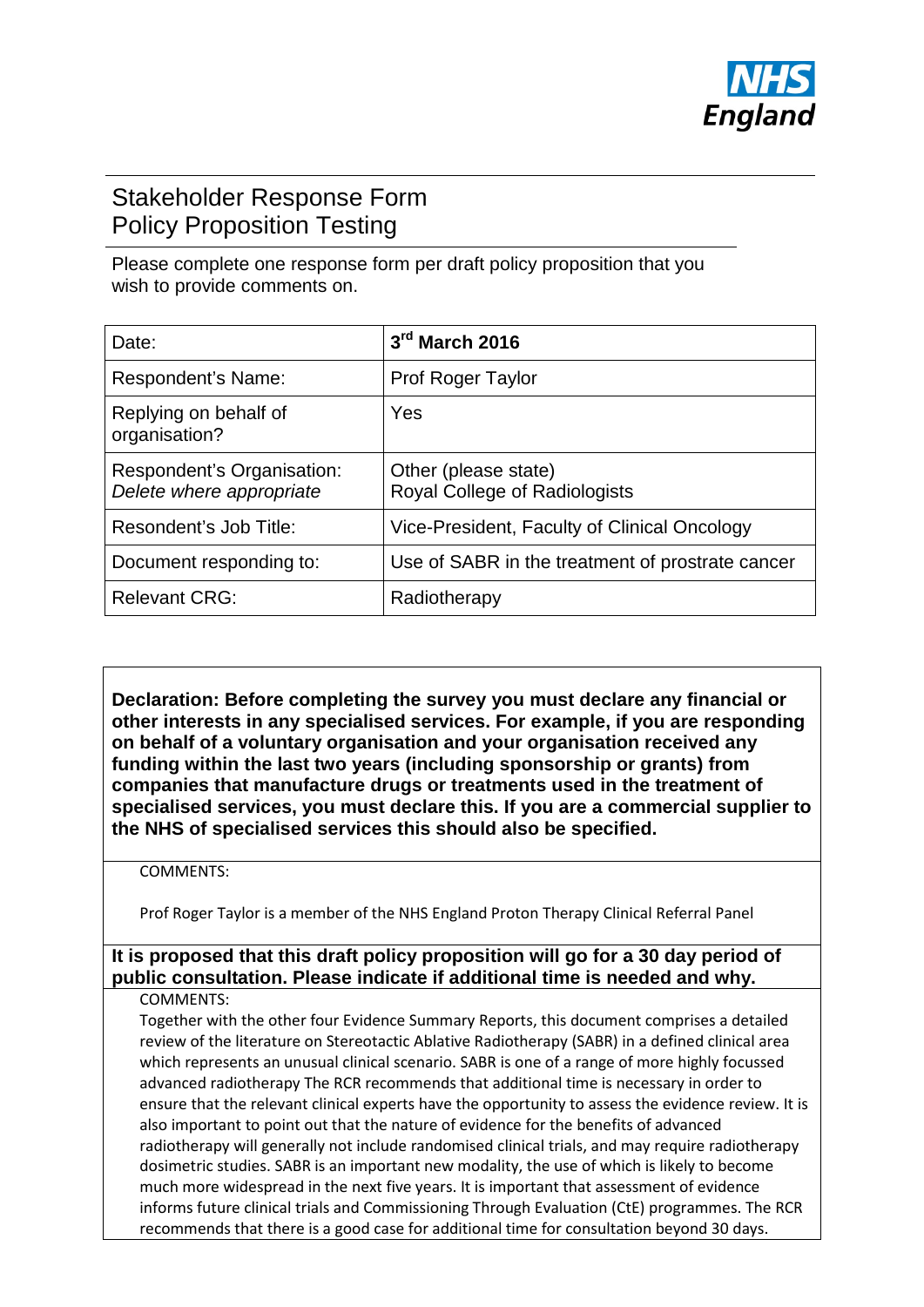NHS England

# Stakeholder Response Form
# Policy Proposition Testing

Please complete one response form per draft policy proposition that you wish to provide comments on.

| Date: | **3rd March 2016** |
|---|---|
| Respondent's Name: | Prof Roger Taylor |
| Replying on behalf of organisation? | Yes |
| Respondent's Organisation: *Delete where appropriate* | Other (please state) Royal College of Radiologists |
| Resondent's Job Title: | Vice-President, Faculty of Clinical Oncology |
| Document responding to: | Use of SABR in the treatment of prostrate cancer |
| Relevant CRG: | Radiotherapy |

**Declaration: Before completing the survey you must declare any financial or other interests in any specialised services. For example, if you are responding on behalf of a voluntary organisation and your organisation received any funding within the last two years (including sponsorship or grants) from companies that manufacture drugs or treatments used in the treatment of specialised services, you must declare this. If you are a commercial supplier to the NHS of specialised services this should also be specified.**

COMMENTS:

Prof Roger Taylor is a member of the NHS England Proton Therapy Clinical Referral Panel

**It is proposed that this draft policy proposition will go for a 30 day period of public consultation. Please indicate if additional time is needed and why.**

COMMENTS:

Together with the other four Evidence Summary Reports, this document comprises a detailed review of the literature on Stereotactic Ablative Radiotherapy (SABR) in a defined clinical area which represents an unusual clinical scenario. SABR is one of a range of more highly focussed advanced radiotherapy The RCR recommends that additional time is necessary in order to ensure that the relevant clinical experts have the opportunity to assess the evidence review. It is also important to point out that the nature of evidence for the benefits of advanced radiotherapy will generally not include randomised clinical trials, and may require radiotherapy dosimetric studies. SABR is an important new modality, the use of which is likely to become much more widespread in the next five years. It is important that assessment of evidence informs future clinical trials and Commissioning Through Evaluation (CtE) programmes. The RCR recommends that there is a good case for additional time for consultation beyond 30 days.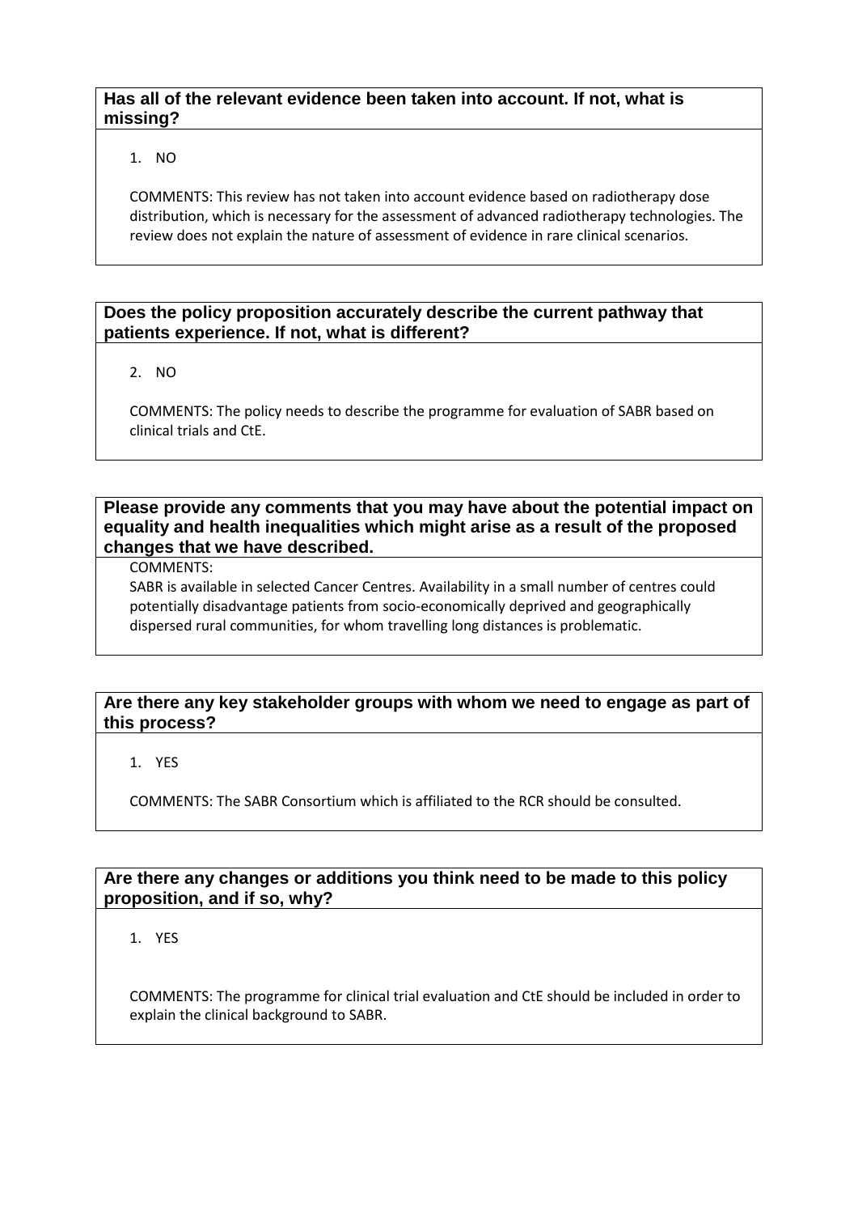**Has all of the relevant evidence been taken into account. If not, what is missing?**

1. NO

COMMENTS: This review has not taken into account evidence based on radiotherapy dose distribution, which is necessary for the assessment of advanced radiotherapy technologies. The review does not explain the nature of assessment of evidence in rare clinical scenarios.

**Does the policy proposition accurately describe the current pathway that patients experience. If not, what is different?**

2. NO

COMMENTS: The policy needs to describe the programme for evaluation of SABR based on clinical trials and CtE.

**Please provide any comments that you may have about the potential impact on equality and health inequalities which might arise as a result of the proposed changes that we have described.**

COMMENTS:
SABR is available in selected Cancer Centres. Availability in a small number of centres could potentially disadvantage patients from socio-economically deprived and geographically dispersed rural communities, for whom travelling long distances is problematic.

**Are there any key stakeholder groups with whom we need to engage as part of this process?**

1. YES

COMMENTS: The SABR Consortium which is affiliated to the RCR should be consulted.

**Are there any changes or additions you think need to be made to this policy proposition, and if so, why?**

1. YES

COMMENTS: The programme for clinical trial evaluation and CtE should be included in order to explain the clinical background to SABR.